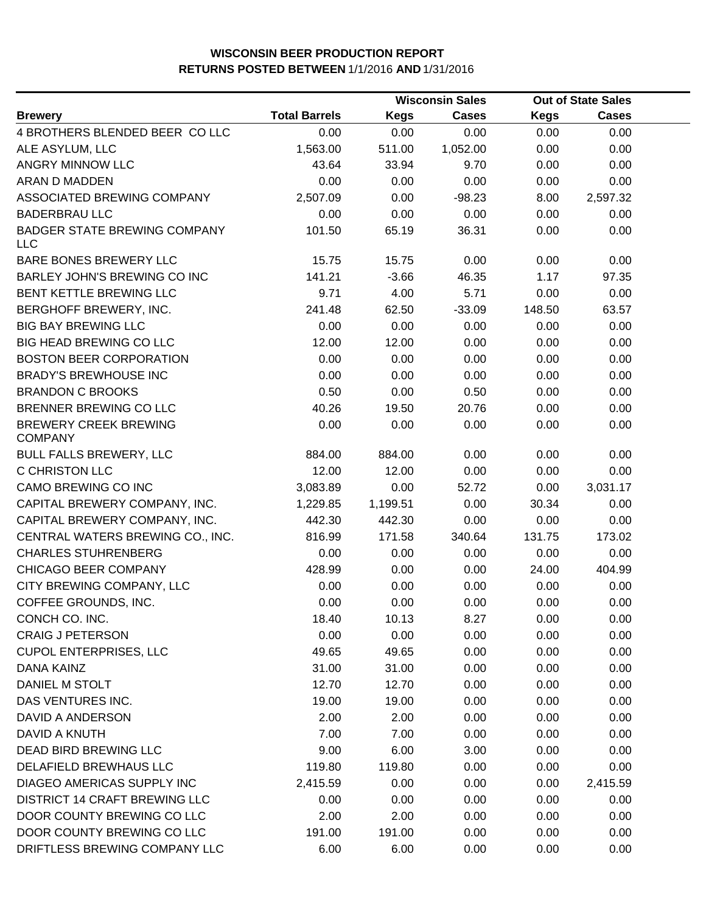**WISCONSIN BEER PRODUCTION REPORT**
**RETURNS POSTED BETWEEN** 1/1/2016 **AND** 1/31/2016

| | | Wisconsin Sales | | Out of State Sales | |
|---|---|---|---|---|---|
| **Brewery** | **Total Barrels** | **Kegs** | **Cases** | **Kegs** | **Cases** |
| 4 BROTHERS BLENDED BEER CO LLC | 0.00 | 0.00 | 0.00 | 0.00 | 0.00 |
| ALE ASYLUM, LLC | 1,563.00 | 511.00 | 1,052.00 | 0.00 | 0.00 |
| ANGRY MINNOW LLC | 43.64 | 33.94 | 9.70 | 0.00 | 0.00 |
| ARAN D MADDEN | 0.00 | 0.00 | 0.00 | 0.00 | 0.00 |
| ASSOCIATED BREWING COMPANY | 2,507.09 | 0.00 | -98.23 | 8.00 | 2,597.32 |
| BADERBRAU LLC | 0.00 | 0.00 | 0.00 | 0.00 | 0.00 |
| BADGER STATE BREWING COMPANY LLC | 101.50 | 65.19 | 36.31 | 0.00 | 0.00 |
| BARE BONES BREWERY LLC | 15.75 | 15.75 | 0.00 | 0.00 | 0.00 |
| BARLEY JOHN'S BREWING CO INC | 141.21 | -3.66 | 46.35 | 1.17 | 97.35 |
| BENT KETTLE BREWING LLC | 9.71 | 4.00 | 5.71 | 0.00 | 0.00 |
| BERGHOFF BREWERY, INC. | 241.48 | 62.50 | -33.09 | 148.50 | 63.57 |
| BIG BAY BREWING LLC | 0.00 | 0.00 | 0.00 | 0.00 | 0.00 |
| BIG HEAD BREWING CO LLC | 12.00 | 12.00 | 0.00 | 0.00 | 0.00 |
| BOSTON BEER CORPORATION | 0.00 | 0.00 | 0.00 | 0.00 | 0.00 |
| BRADY'S BREWHOUSE INC | 0.00 | 0.00 | 0.00 | 0.00 | 0.00 |
| BRANDON C BROOKS | 0.50 | 0.00 | 0.50 | 0.00 | 0.00 |
| BRENNER BREWING CO LLC | 40.26 | 19.50 | 20.76 | 0.00 | 0.00 |
| BREWERY CREEK BREWING COMPANY | 0.00 | 0.00 | 0.00 | 0.00 | 0.00 |
| BULL FALLS BREWERY, LLC | 884.00 | 884.00 | 0.00 | 0.00 | 0.00 |
| C CHRISTON LLC | 12.00 | 12.00 | 0.00 | 0.00 | 0.00 |
| CAMO BREWING CO INC | 3,083.89 | 0.00 | 52.72 | 0.00 | 3,031.17 |
| CAPITAL BREWERY COMPANY, INC. | 1,229.85 | 1,199.51 | 0.00 | 30.34 | 0.00 |
| CAPITAL BREWERY COMPANY, INC. | 442.30 | 442.30 | 0.00 | 0.00 | 0.00 |
| CENTRAL WATERS BREWING CO., INC. | 816.99 | 171.58 | 340.64 | 131.75 | 173.02 |
| CHARLES STUHRENBERG | 0.00 | 0.00 | 0.00 | 0.00 | 0.00 |
| CHICAGO BEER COMPANY | 428.99 | 0.00 | 0.00 | 24.00 | 404.99 |
| CITY BREWING COMPANY, LLC | 0.00 | 0.00 | 0.00 | 0.00 | 0.00 |
| COFFEE GROUNDS, INC. | 0.00 | 0.00 | 0.00 | 0.00 | 0.00 |
| CONCH CO. INC. | 18.40 | 10.13 | 8.27 | 0.00 | 0.00 |
| CRAIG J PETERSON | 0.00 | 0.00 | 0.00 | 0.00 | 0.00 |
| CUPOL ENTERPRISES, LLC | 49.65 | 49.65 | 0.00 | 0.00 | 0.00 |
| DANA KAINZ | 31.00 | 31.00 | 0.00 | 0.00 | 0.00 |
| DANIEL M STOLT | 12.70 | 12.70 | 0.00 | 0.00 | 0.00 |
| DAS VENTURES INC. | 19.00 | 19.00 | 0.00 | 0.00 | 0.00 |
| DAVID A ANDERSON | 2.00 | 2.00 | 0.00 | 0.00 | 0.00 |
| DAVID A KNUTH | 7.00 | 7.00 | 0.00 | 0.00 | 0.00 |
| DEAD BIRD BREWING LLC | 9.00 | 6.00 | 3.00 | 0.00 | 0.00 |
| DELAFIELD BREWHAUS LLC | 119.80 | 119.80 | 0.00 | 0.00 | 0.00 |
| DIAGEO AMERICAS SUPPLY INC | 2,415.59 | 0.00 | 0.00 | 0.00 | 2,415.59 |
| DISTRICT 14 CRAFT BREWING LLC | 0.00 | 0.00 | 0.00 | 0.00 | 0.00 |
| DOOR COUNTY BREWING CO LLC | 2.00 | 2.00 | 0.00 | 0.00 | 0.00 |
| DOOR COUNTY BREWING CO LLC | 191.00 | 191.00 | 0.00 | 0.00 | 0.00 |
| DRIFTLESS BREWING COMPANY LLC | 6.00 | 6.00 | 0.00 | 0.00 | 0.00 |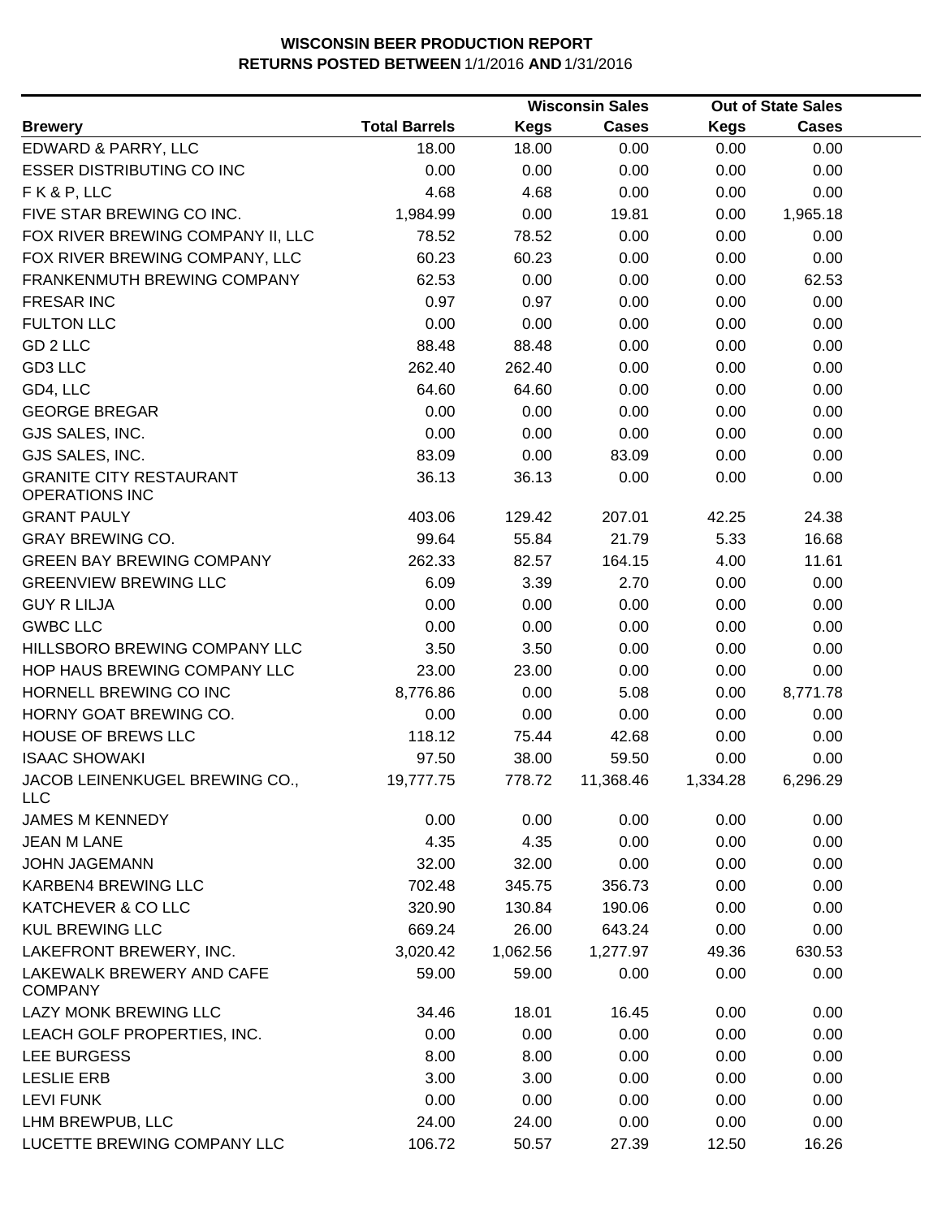**WISCONSIN BEER PRODUCTION REPORT**
**RETURNS POSTED BETWEEN** 1/1/2016 **AND** 1/31/2016

| Brewery | Total Barrels | Wisconsin Sales Kegs | Wisconsin Sales Cases | Out of State Sales Kegs | Out of State Sales Cases |
|---|---|---|---|---|---|
| EDWARD & PARRY, LLC | 18.00 | 18.00 | 0.00 | 0.00 | 0.00 |
| ESSER DISTRIBUTING CO INC | 0.00 | 0.00 | 0.00 | 0.00 | 0.00 |
| F K & P, LLC | 4.68 | 4.68 | 0.00 | 0.00 | 0.00 |
| FIVE STAR BREWING CO INC. | 1,984.99 | 0.00 | 19.81 | 0.00 | 1,965.18 |
| FOX RIVER BREWING COMPANY II, LLC | 78.52 | 78.52 | 0.00 | 0.00 | 0.00 |
| FOX RIVER BREWING COMPANY, LLC | 60.23 | 60.23 | 0.00 | 0.00 | 0.00 |
| FRANKENMUTH BREWING COMPANY | 62.53 | 0.00 | 0.00 | 0.00 | 62.53 |
| FRESAR INC | 0.97 | 0.97 | 0.00 | 0.00 | 0.00 |
| FULTON LLC | 0.00 | 0.00 | 0.00 | 0.00 | 0.00 |
| GD 2 LLC | 88.48 | 88.48 | 0.00 | 0.00 | 0.00 |
| GD3 LLC | 262.40 | 262.40 | 0.00 | 0.00 | 0.00 |
| GD4, LLC | 64.60 | 64.60 | 0.00 | 0.00 | 0.00 |
| GEORGE BREGAR | 0.00 | 0.00 | 0.00 | 0.00 | 0.00 |
| GJS SALES, INC. | 0.00 | 0.00 | 0.00 | 0.00 | 0.00 |
| GJS SALES, INC. | 83.09 | 0.00 | 83.09 | 0.00 | 0.00 |
| GRANITE CITY RESTAURANT OPERATIONS INC | 36.13 | 36.13 | 0.00 | 0.00 | 0.00 |
| GRANT PAULY | 403.06 | 129.42 | 207.01 | 42.25 | 24.38 |
| GRAY BREWING CO. | 99.64 | 55.84 | 21.79 | 5.33 | 16.68 |
| GREEN BAY BREWING COMPANY | 262.33 | 82.57 | 164.15 | 4.00 | 11.61 |
| GREENVIEW BREWING LLC | 6.09 | 3.39 | 2.70 | 0.00 | 0.00 |
| GUY R LILJA | 0.00 | 0.00 | 0.00 | 0.00 | 0.00 |
| GWBC LLC | 0.00 | 0.00 | 0.00 | 0.00 | 0.00 |
| HILLSBORO BREWING COMPANY LLC | 3.50 | 3.50 | 0.00 | 0.00 | 0.00 |
| HOP HAUS BREWING COMPANY LLC | 23.00 | 23.00 | 0.00 | 0.00 | 0.00 |
| HORNELL BREWING CO INC | 8,776.86 | 0.00 | 5.08 | 0.00 | 8,771.78 |
| HORNY GOAT BREWING CO. | 0.00 | 0.00 | 0.00 | 0.00 | 0.00 |
| HOUSE OF BREWS LLC | 118.12 | 75.44 | 42.68 | 0.00 | 0.00 |
| ISAAC SHOWAKI | 97.50 | 38.00 | 59.50 | 0.00 | 0.00 |
| JACOB LEINENKUGEL BREWING CO., LLC | 19,777.75 | 778.72 | 11,368.46 | 1,334.28 | 6,296.29 |
| JAMES M KENNEDY | 0.00 | 0.00 | 0.00 | 0.00 | 0.00 |
| JEAN M LANE | 4.35 | 4.35 | 0.00 | 0.00 | 0.00 |
| JOHN JAGEMANN | 32.00 | 32.00 | 0.00 | 0.00 | 0.00 |
| KARBEN4 BREWING LLC | 702.48 | 345.75 | 356.73 | 0.00 | 0.00 |
| KATCHEVER & CO LLC | 320.90 | 130.84 | 190.06 | 0.00 | 0.00 |
| KUL BREWING LLC | 669.24 | 26.00 | 643.24 | 0.00 | 0.00 |
| LAKEFRONT BREWERY, INC. | 3,020.42 | 1,062.56 | 1,277.97 | 49.36 | 630.53 |
| LAKEWALK BREWERY AND CAFE COMPANY | 59.00 | 59.00 | 0.00 | 0.00 | 0.00 |
| LAZY MONK BREWING LLC | 34.46 | 18.01 | 16.45 | 0.00 | 0.00 |
| LEACH GOLF PROPERTIES, INC. | 0.00 | 0.00 | 0.00 | 0.00 | 0.00 |
| LEE BURGESS | 8.00 | 8.00 | 0.00 | 0.00 | 0.00 |
| LESLIE ERB | 3.00 | 3.00 | 0.00 | 0.00 | 0.00 |
| LEVI FUNK | 0.00 | 0.00 | 0.00 | 0.00 | 0.00 |
| LHM BREWPUB, LLC | 24.00 | 24.00 | 0.00 | 0.00 | 0.00 |
| LUCETTE BREWING COMPANY LLC | 106.72 | 50.57 | 27.39 | 12.50 | 16.26 |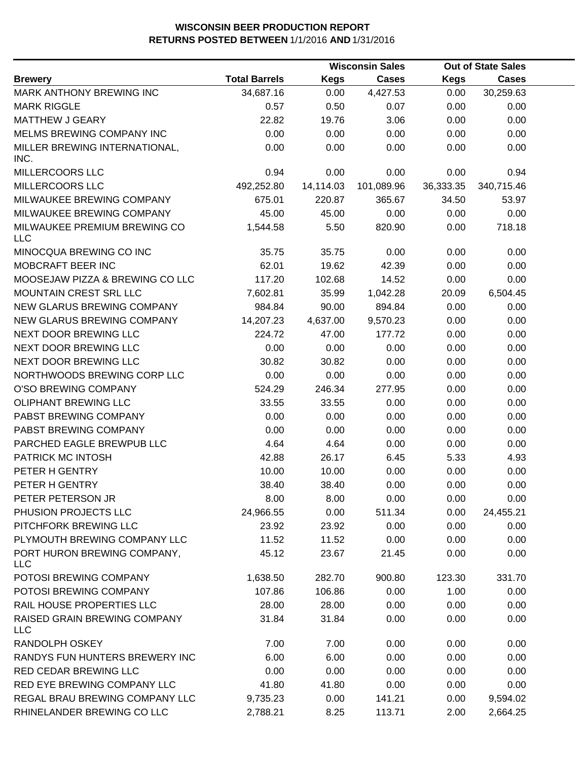**WISCONSIN BEER PRODUCTION REPORT**
**RETURNS POSTED BETWEEN 1/1/2016 AND 1/31/2016**

| Brewery | Total Barrels | Wisconsin Sales | | Out of State Sales | |
|---|---|---|---|---|---|
| | | Kegs | Cases | Kegs | Cases |
| MARK ANTHONY BREWING INC | 34,687.16 | 0.00 | 4,427.53 | 0.00 | 30,259.63 |
| MARK RIGGLE | 0.57 | 0.50 | 0.07 | 0.00 | 0.00 |
| MATTHEW J GEARY | 22.82 | 19.76 | 3.06 | 0.00 | 0.00 |
| MELMS BREWING COMPANY INC | 0.00 | 0.00 | 0.00 | 0.00 | 0.00 |
| MILLER BREWING INTERNATIONAL, INC. | 0.00 | 0.00 | 0.00 | 0.00 | 0.00 |
| MILLERCOORS LLC | 0.94 | 0.00 | 0.00 | 0.00 | 0.94 |
| MILLERCOORS LLC | 492,252.80 | 14,114.03 | 101,089.96 | 36,333.35 | 340,715.46 |
| MILWAUKEE BREWING COMPANY | 675.01 | 220.87 | 365.67 | 34.50 | 53.97 |
| MILWAUKEE BREWING COMPANY | 45.00 | 45.00 | 0.00 | 0.00 | 0.00 |
| MILWAUKEE PREMIUM BREWING CO LLC | 1,544.58 | 5.50 | 820.90 | 0.00 | 718.18 |
| MINOCQUA BREWING CO INC | 35.75 | 35.75 | 0.00 | 0.00 | 0.00 |
| MOBCRAFT BEER INC | 62.01 | 19.62 | 42.39 | 0.00 | 0.00 |
| MOOSEJAW PIZZA & BREWING CO LLC | 117.20 | 102.68 | 14.52 | 0.00 | 0.00 |
| MOUNTAIN CREST SRL LLC | 7,602.81 | 35.99 | 1,042.28 | 20.09 | 6,504.45 |
| NEW GLARUS BREWING COMPANY | 984.84 | 90.00 | 894.84 | 0.00 | 0.00 |
| NEW GLARUS BREWING COMPANY | 14,207.23 | 4,637.00 | 9,570.23 | 0.00 | 0.00 |
| NEXT DOOR BREWING LLC | 224.72 | 47.00 | 177.72 | 0.00 | 0.00 |
| NEXT DOOR BREWING LLC | 0.00 | 0.00 | 0.00 | 0.00 | 0.00 |
| NEXT DOOR BREWING LLC | 30.82 | 30.82 | 0.00 | 0.00 | 0.00 |
| NORTHWOODS BREWING CORP LLC | 0.00 | 0.00 | 0.00 | 0.00 | 0.00 |
| O'SO BREWING COMPANY | 524.29 | 246.34 | 277.95 | 0.00 | 0.00 |
| OLIPHANT BREWING LLC | 33.55 | 33.55 | 0.00 | 0.00 | 0.00 |
| PABST BREWING COMPANY | 0.00 | 0.00 | 0.00 | 0.00 | 0.00 |
| PABST BREWING COMPANY | 0.00 | 0.00 | 0.00 | 0.00 | 0.00 |
| PARCHED EAGLE BREWPUB LLC | 4.64 | 4.64 | 0.00 | 0.00 | 0.00 |
| PATRICK MC INTOSH | 42.88 | 26.17 | 6.45 | 5.33 | 4.93 |
| PETER H GENTRY | 10.00 | 10.00 | 0.00 | 0.00 | 0.00 |
| PETER H GENTRY | 38.40 | 38.40 | 0.00 | 0.00 | 0.00 |
| PETER PETERSON JR | 8.00 | 8.00 | 0.00 | 0.00 | 0.00 |
| PHUSION PROJECTS LLC | 24,966.55 | 0.00 | 511.34 | 0.00 | 24,455.21 |
| PITCHFORK BREWING LLC | 23.92 | 23.92 | 0.00 | 0.00 | 0.00 |
| PLYMOUTH BREWING COMPANY LLC | 11.52 | 11.52 | 0.00 | 0.00 | 0.00 |
| PORT HURON BREWING COMPANY, LLC | 45.12 | 23.67 | 21.45 | 0.00 | 0.00 |
| POTOSI BREWING COMPANY | 1,638.50 | 282.70 | 900.80 | 123.30 | 331.70 |
| POTOSI BREWING COMPANY | 107.86 | 106.86 | 0.00 | 1.00 | 0.00 |
| RAIL HOUSE PROPERTIES LLC | 28.00 | 28.00 | 0.00 | 0.00 | 0.00 |
| RAISED GRAIN BREWING COMPANY LLC | 31.84 | 31.84 | 0.00 | 0.00 | 0.00 |
| RANDOLPH OSKEY | 7.00 | 7.00 | 0.00 | 0.00 | 0.00 |
| RANDYS FUN HUNTERS BREWERY INC | 6.00 | 6.00 | 0.00 | 0.00 | 0.00 |
| RED CEDAR BREWING LLC | 0.00 | 0.00 | 0.00 | 0.00 | 0.00 |
| RED EYE BREWING COMPANY LLC | 41.80 | 41.80 | 0.00 | 0.00 | 0.00 |
| REGAL BRAU BREWING COMPANY LLC | 9,735.23 | 0.00 | 141.21 | 0.00 | 9,594.02 |
| RHINELANDER BREWING CO LLC | 2,788.21 | 8.25 | 113.71 | 2.00 | 2,664.25 |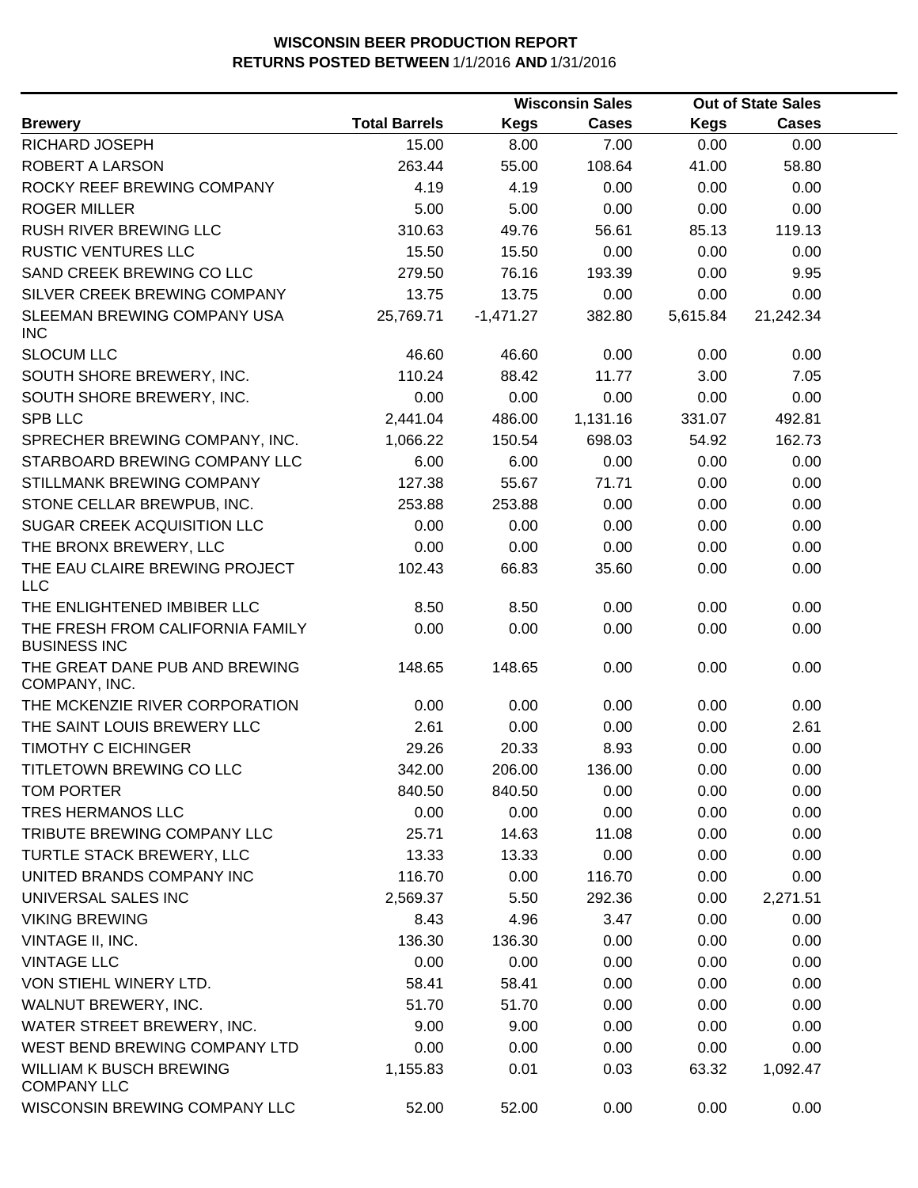# WISCONSIN BEER PRODUCTION REPORT

**RETURNS POSTED BETWEEN** 1/1/2016 **AND** 1/31/2016

| Brewery | Total Barrels | Wisconsin Sales Kegs | Wisconsin Sales Cases | Out of State Sales Kegs | Out of State Sales Cases |
|---|---|---|---|---|---|
| RICHARD JOSEPH | 15.00 | 8.00 | 7.00 | 0.00 | 0.00 |
| ROBERT A LARSON | 263.44 | 55.00 | 108.64 | 41.00 | 58.80 |
| ROCKY REEF BREWING COMPANY | 4.19 | 4.19 | 0.00 | 0.00 | 0.00 |
| ROGER MILLER | 5.00 | 5.00 | 0.00 | 0.00 | 0.00 |
| RUSH RIVER BREWING LLC | 310.63 | 49.76 | 56.61 | 85.13 | 119.13 |
| RUSTIC VENTURES LLC | 15.50 | 15.50 | 0.00 | 0.00 | 0.00 |
| SAND CREEK BREWING CO LLC | 279.50 | 76.16 | 193.39 | 0.00 | 9.95 |
| SILVER CREEK BREWING COMPANY | 13.75 | 13.75 | 0.00 | 0.00 | 0.00 |
| SLEEMAN BREWING COMPANY USA INC | 25,769.71 | -1,471.27 | 382.80 | 5,615.84 | 21,242.34 |
| SLOCUM LLC | 46.60 | 46.60 | 0.00 | 0.00 | 0.00 |
| SOUTH SHORE BREWERY, INC. | 110.24 | 88.42 | 11.77 | 3.00 | 7.05 |
| SOUTH SHORE BREWERY, INC. | 0.00 | 0.00 | 0.00 | 0.00 | 0.00 |
| SPB LLC | 2,441.04 | 486.00 | 1,131.16 | 331.07 | 492.81 |
| SPRECHER BREWING COMPANY, INC. | 1,066.22 | 150.54 | 698.03 | 54.92 | 162.73 |
| STARBOARD BREWING COMPANY LLC | 6.00 | 6.00 | 0.00 | 0.00 | 0.00 |
| STILLMANK BREWING COMPANY | 127.38 | 55.67 | 71.71 | 0.00 | 0.00 |
| STONE CELLAR BREWPUB, INC. | 253.88 | 253.88 | 0.00 | 0.00 | 0.00 |
| SUGAR CREEK ACQUISITION LLC | 0.00 | 0.00 | 0.00 | 0.00 | 0.00 |
| THE BRONX BREWERY, LLC | 0.00 | 0.00 | 0.00 | 0.00 | 0.00 |
| THE EAU CLAIRE BREWING PROJECT LLC | 102.43 | 66.83 | 35.60 | 0.00 | 0.00 |
| THE ENLIGHTENED IMBIBER LLC | 8.50 | 8.50 | 0.00 | 0.00 | 0.00 |
| THE FRESH FROM CALIFORNIA FAMILY BUSINESS INC | 0.00 | 0.00 | 0.00 | 0.00 | 0.00 |
| THE GREAT DANE PUB AND BREWING COMPANY, INC. | 148.65 | 148.65 | 0.00 | 0.00 | 0.00 |
| THE MCKENZIE RIVER CORPORATION | 0.00 | 0.00 | 0.00 | 0.00 | 0.00 |
| THE SAINT LOUIS BREWERY LLC | 2.61 | 0.00 | 0.00 | 0.00 | 2.61 |
| TIMOTHY C EICHINGER | 29.26 | 20.33 | 8.93 | 0.00 | 0.00 |
| TITLETOWN BREWING CO LLC | 342.00 | 206.00 | 136.00 | 0.00 | 0.00 |
| TOM PORTER | 840.50 | 840.50 | 0.00 | 0.00 | 0.00 |
| TRES HERMANOS LLC | 0.00 | 0.00 | 0.00 | 0.00 | 0.00 |
| TRIBUTE BREWING COMPANY LLC | 25.71 | 14.63 | 11.08 | 0.00 | 0.00 |
| TURTLE STACK BREWERY, LLC | 13.33 | 13.33 | 0.00 | 0.00 | 0.00 |
| UNITED BRANDS COMPANY INC | 116.70 | 0.00 | 116.70 | 0.00 | 0.00 |
| UNIVERSAL SALES INC | 2,569.37 | 5.50 | 292.36 | 0.00 | 2,271.51 |
| VIKING BREWING | 8.43 | 4.96 | 3.47 | 0.00 | 0.00 |
| VINTAGE II, INC. | 136.30 | 136.30 | 0.00 | 0.00 | 0.00 |
| VINTAGE LLC | 0.00 | 0.00 | 0.00 | 0.00 | 0.00 |
| VON STIEHL WINERY LTD. | 58.41 | 58.41 | 0.00 | 0.00 | 0.00 |
| WALNUT BREWERY, INC. | 51.70 | 51.70 | 0.00 | 0.00 | 0.00 |
| WATER STREET BREWERY, INC. | 9.00 | 9.00 | 0.00 | 0.00 | 0.00 |
| WEST BEND BREWING COMPANY LTD | 0.00 | 0.00 | 0.00 | 0.00 | 0.00 |
| WILLIAM K BUSCH BREWING COMPANY LLC | 1,155.83 | 0.01 | 0.03 | 63.32 | 1,092.47 |
| WISCONSIN BREWING COMPANY LLC | 52.00 | 52.00 | 0.00 | 0.00 | 0.00 |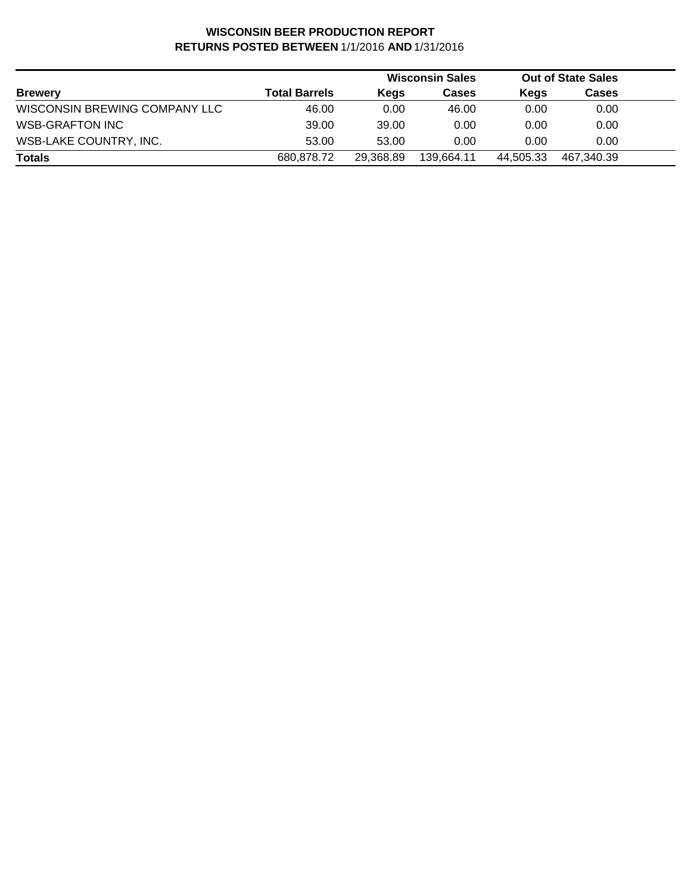**WISCONSIN BEER PRODUCTION REPORT**
**RETURNS POSTED BETWEEN** 1/1/2016 **AND** 1/31/2016

| | | Wisconsin Sales | | Out of State Sales | |
|---|---|---|---|---|---|
| **Brewery** | **Total Barrels** | **Kegs** | **Cases** | **Kegs** | **Cases** |
| WISCONSIN BREWING COMPANY LLC | 46.00 | 0.00 | 46.00 | 0.00 | 0.00 |
| WSB-GRAFTON INC | 39.00 | 39.00 | 0.00 | 0.00 | 0.00 |
| WSB-LAKE COUNTRY, INC. | 53.00 | 53.00 | 0.00 | 0.00 | 0.00 |
| **Totals** | 680,878.72 | 29,368.89 | 139,664.11 | 44,505.33 | 467,340.39 |